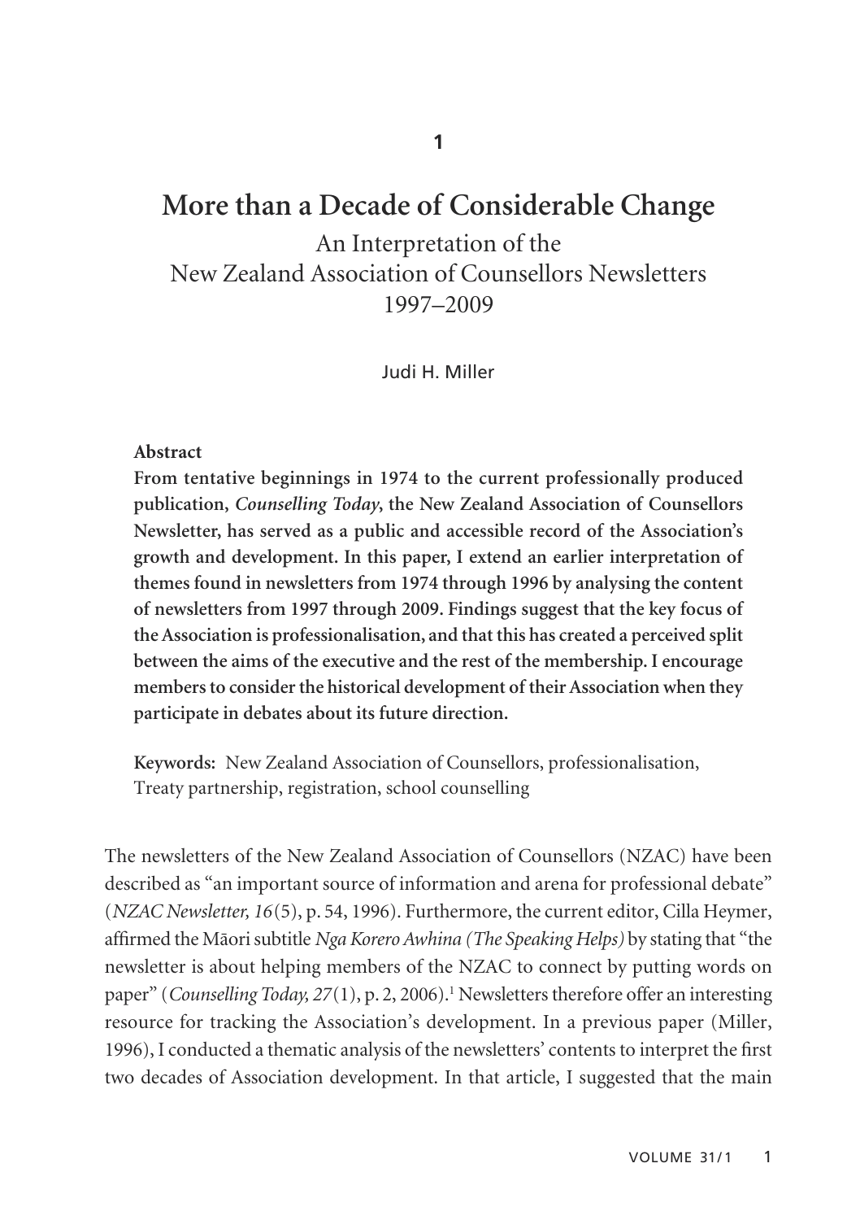1

# More than a Decade of Considerable Change

## An Interpretation of the New Zealand Association of Counsellors Newsletters 1997–2009

Judi H. Miller

**Abstract**

**From tentative beginnings in 1974 to the current professionally produced publication, *Counselling Today*, the New Zealand Association of Counsellors Newsletter, has served as a public and accessible record of the Association's growth and development. In this paper, I extend an earlier interpretation of themes found in newsletters from 1974 through 1996 by analysing the content of newsletters from 1997 through 2009. Findings suggest that the key focus of the Association is professionalisation, and that this has created a perceived split between the aims of the executive and the rest of the membership. I encourage members to consider the historical development of their Association when they participate in debates about its future direction.**

**Keywords:** New Zealand Association of Counsellors, professionalisation, Treaty partnership, registration, school counselling

The newsletters of the New Zealand Association of Counsellors (NZAC) have been described as "an important source of information and arena for professional debate" (*NZAC Newsletter, 16*(5), p. 54, 1996). Furthermore, the current editor, Cilla Heymer, affirmed the Māori subtitle *Nga Korero Awhina (The Speaking Helps)* by stating that "the newsletter is about helping members of the NZAC to connect by putting words on paper" (*Counselling Today, 27*(1), p. 2, 2006).[1] Newsletters therefore offer an interesting resource for tracking the Association's development. In a previous paper (Miller, 1996), I conducted a thematic analysis of the newsletters' contents to interpret the first two decades of Association development. In that article, I suggested that the main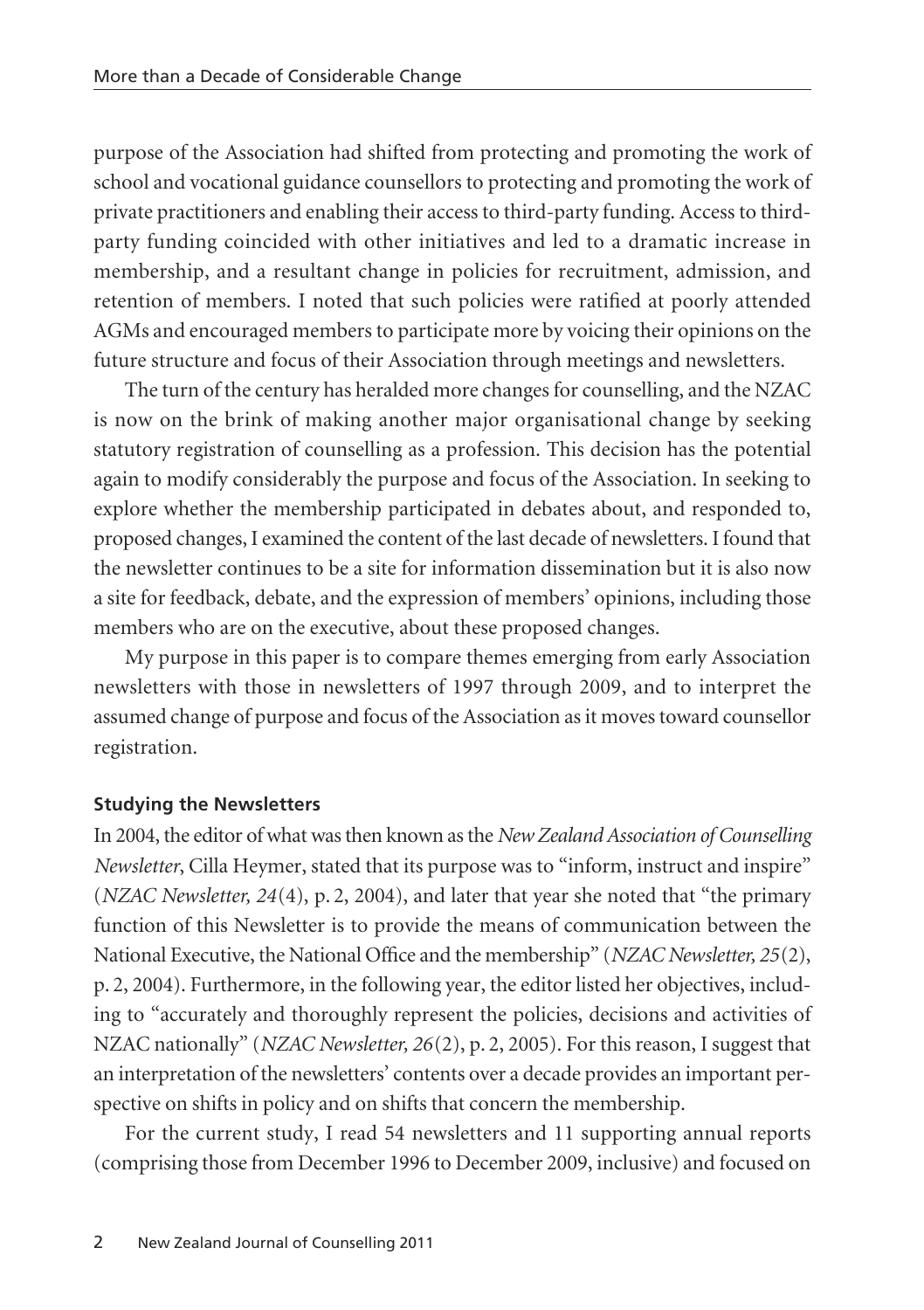purpose of the Association had shifted from protecting and promoting the work of school and vocational guidance counsellors to protecting and promoting the work of private practitioners and enabling their access to third-party funding. Access to third-party funding coincided with other initiatives and led to a dramatic increase in membership, and a resultant change in policies for recruitment, admission, and retention of members. I noted that such policies were ratified at poorly attended AGMs and encouraged members to participate more by voicing their opinions on the future structure and focus of their Association through meetings and newsletters.

The turn of the century has heralded more changes for counselling, and the NZAC is now on the brink of making another major organisational change by seeking statutory registration of counselling as a profession. This decision has the potential again to modify considerably the purpose and focus of the Association. In seeking to explore whether the membership participated in debates about, and responded to, proposed changes, I examined the content of the last decade of newsletters. I found that the newsletter continues to be a site for information dissemination but it is also now a site for feedback, debate, and the expression of members' opinions, including those members who are on the executive, about these proposed changes.

My purpose in this paper is to compare themes emerging from early Association newsletters with those in newsletters of 1997 through 2009, and to interpret the assumed change of purpose and focus of the Association as it moves toward counsellor registration.

### Studying the Newsletters

In 2004, the editor of what was then known as the *New Zealand Association of Counselling Newsletter*, Cilla Heymer, stated that its purpose was to "inform, instruct and inspire" (*NZAC Newsletter, 24*(4), p. 2, 2004), and later that year she noted that "the primary function of this Newsletter is to provide the means of communication between the National Executive, the National Office and the membership" (*NZAC Newsletter, 25*(2), p. 2, 2004). Furthermore, in the following year, the editor listed her objectives, including to "accurately and thoroughly represent the policies, decisions and activities of NZAC nationally" (*NZAC Newsletter, 26*(2), p. 2, 2005). For this reason, I suggest that an interpretation of the newsletters' contents over a decade provides an important perspective on shifts in policy and on shifts that concern the membership.

For the current study, I read 54 newsletters and 11 supporting annual reports (comprising those from December 1996 to December 2009, inclusive) and focused on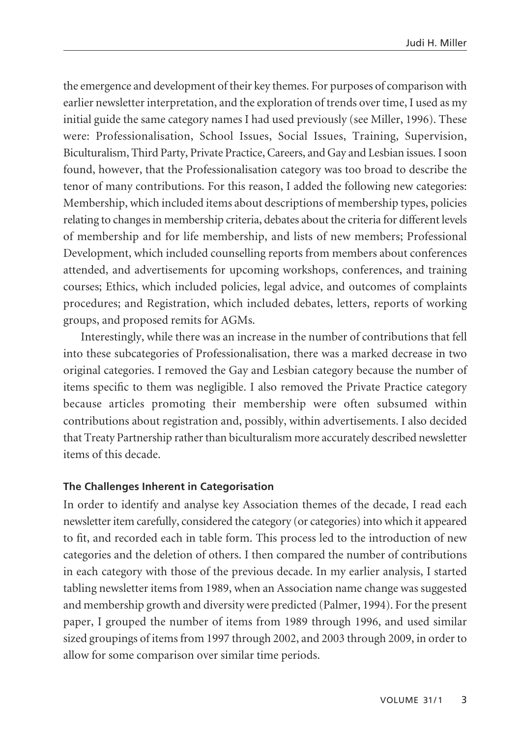the emergence and development of their key themes. For purposes of comparison with earlier newsletter interpretation, and the exploration of trends over time, I used as my initial guide the same category names I had used previously (see Miller, 1996). These were: Professionalisation, School Issues, Social Issues, Training, Supervision, Biculturalism, Third Party, Private Practice, Careers, and Gay and Lesbian issues. I soon found, however, that the Professionalisation category was too broad to describe the tenor of many contributions. For this reason, I added the following new categories: Membership, which included items about descriptions of membership types, policies relating to changes in membership criteria, debates about the criteria for different levels of membership and for life membership, and lists of new members; Professional Development, which included counselling reports from members about conferences attended, and advertisements for upcoming workshops, conferences, and training courses; Ethics, which included policies, legal advice, and outcomes of complaints procedures; and Registration, which included debates, letters, reports of working groups, and proposed remits for AGMs.

Interestingly, while there was an increase in the number of contributions that fell into these subcategories of Professionalisation, there was a marked decrease in two original categories. I removed the Gay and Lesbian category because the number of items specific to them was negligible. I also removed the Private Practice category because articles promoting their membership were often subsumed within contributions about registration and, possibly, within advertisements. I also decided that Treaty Partnership rather than biculturalism more accurately described newsletter items of this decade.

#### The Challenges Inherent in Categorisation

In order to identify and analyse key Association themes of the decade, I read each newsletter item carefully, considered the category (or categories) into which it appeared to fit, and recorded each in table form. This process led to the introduction of new categories and the deletion of others. I then compared the number of contributions in each category with those of the previous decade. In my earlier analysis, I started tabling newsletter items from 1989, when an Association name change was suggested and membership growth and diversity were predicted (Palmer, 1994). For the present paper, I grouped the number of items from 1989 through 1996, and used similar sized groupings of items from 1997 through 2002, and 2003 through 2009, in order to allow for some comparison over similar time periods.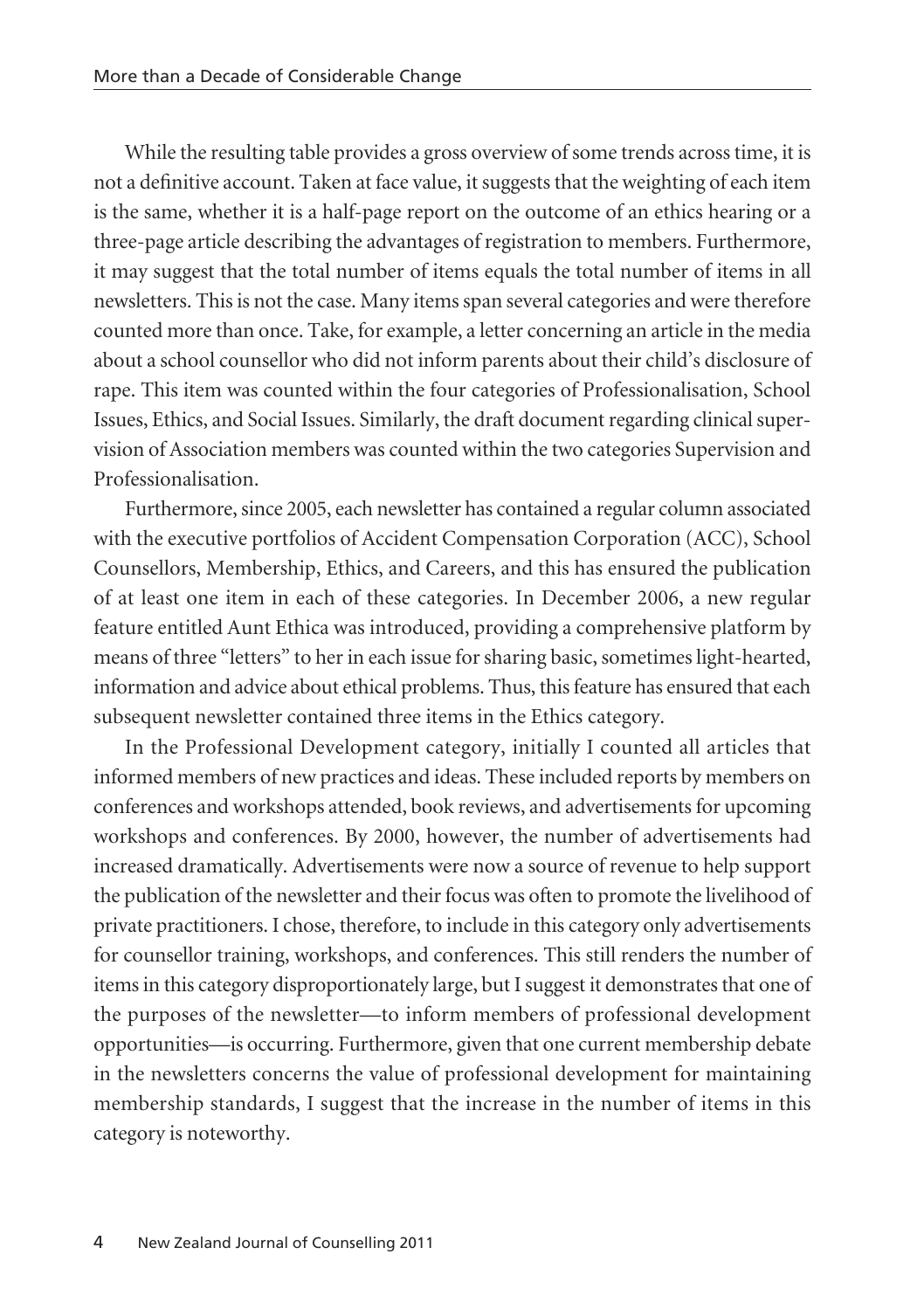While the resulting table provides a gross overview of some trends across time, it is not a definitive account. Taken at face value, it suggests that the weighting of each item is the same, whether it is a half-page report on the outcome of an ethics hearing or a three-page article describing the advantages of registration to members. Furthermore, it may suggest that the total number of items equals the total number of items in all newsletters. This is not the case. Many items span several categories and were therefore counted more than once. Take, for example, a letter concerning an article in the media about a school counsellor who did not inform parents about their child's disclosure of rape. This item was counted within the four categories of Professionalisation, School Issues, Ethics, and Social Issues. Similarly, the draft document regarding clinical supervision of Association members was counted within the two categories Supervision and Professionalisation.

Furthermore, since 2005, each newsletter has contained a regular column associated with the executive portfolios of Accident Compensation Corporation (ACC), School Counsellors, Membership, Ethics, and Careers, and this has ensured the publication of at least one item in each of these categories. In December 2006, a new regular feature entitled Aunt Ethica was introduced, providing a comprehensive platform by means of three "letters" to her in each issue for sharing basic, sometimes light-hearted, information and advice about ethical problems. Thus, this feature has ensured that each subsequent newsletter contained three items in the Ethics category.

In the Professional Development category, initially I counted all articles that informed members of new practices and ideas. These included reports by members on conferences and workshops attended, book reviews, and advertisements for upcoming workshops and conferences. By 2000, however, the number of advertisements had increased dramatically. Advertisements were now a source of revenue to help support the publication of the newsletter and their focus was often to promote the livelihood of private practitioners. I chose, therefore, to include in this category only advertisements for counsellor training, workshops, and conferences. This still renders the number of items in this category disproportionately large, but I suggest it demonstrates that one of the purposes of the newsletter—to inform members of professional development opportunities—is occurring. Furthermore, given that one current membership debate in the newsletters concerns the value of professional development for maintaining membership standards, I suggest that the increase in the number of items in this category is noteworthy.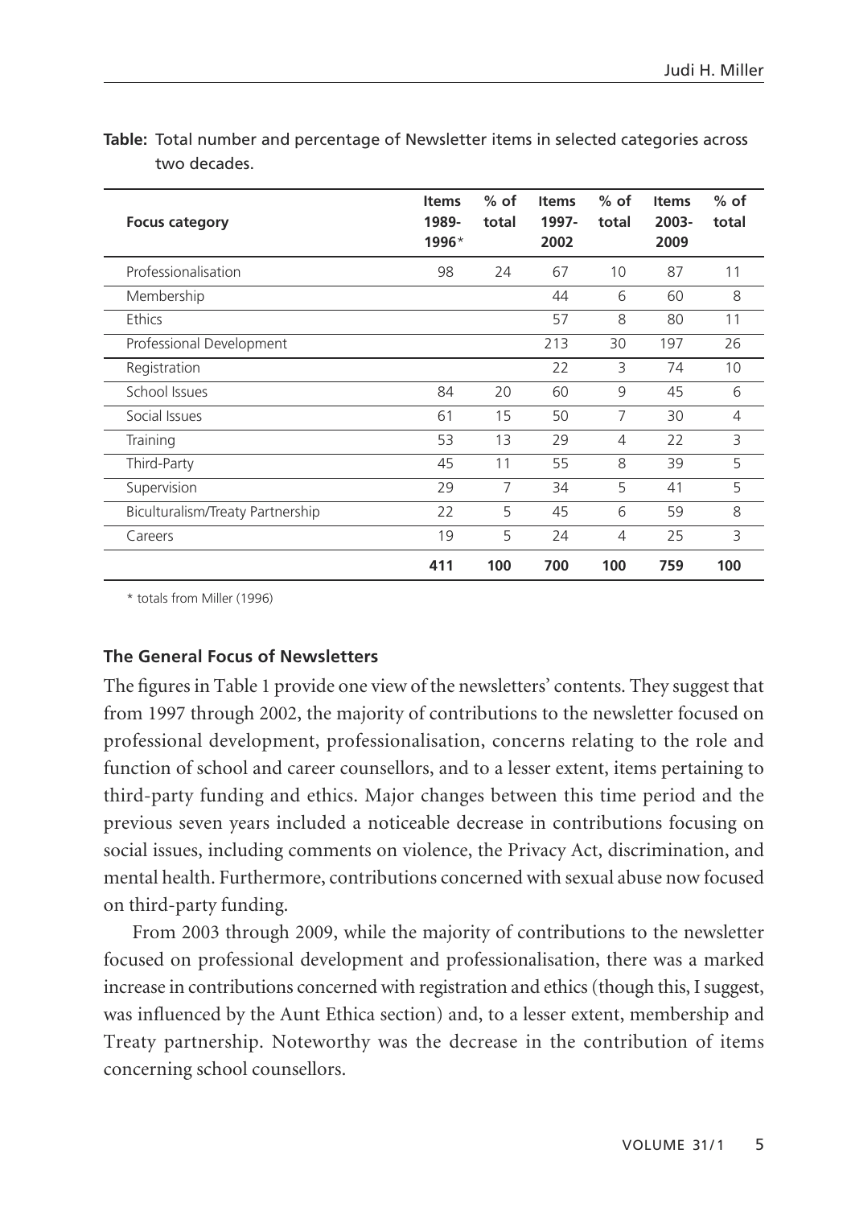**Table:** Total number and percentage of Newsletter items in selected categories across two decades.

| Focus category | Items 1989-1996* | % of total | Items 1997-2002 | % of total | Items 2003-2009 | % of total |
|---|---|---|---|---|---|---|
| Professionalisation | 98 | 24 | 67 | 10 | 87 | 11 |
| Membership | | | 44 | 6 | 60 | 8 |
| Ethics | | | 57 | 8 | 80 | 11 |
| Professional Development | | | 213 | 30 | 197 | 26 |
| Registration | | | 22 | 3 | 74 | 10 |
| School Issues | 84 | 20 | 60 | 9 | 45 | 6 |
| Social Issues | 61 | 15 | 50 | 7 | 30 | 4 |
| Training | 53 | 13 | 29 | 4 | 22 | 3 |
| Third-Party | 45 | 11 | 55 | 8 | 39 | 5 |
| Supervision | 29 | 7 | 34 | 5 | 41 | 5 |
| Biculturalism/Treaty Partnership | 22 | 5 | 45 | 6 | 59 | 8 |
| Careers | 19 | 5 | 24 | 4 | 25 | 3 |
| | **411** | **100** | **700** | **100** | **759** | **100** |

\* totals from Miller (1996)

### The General Focus of Newsletters

The figures in Table 1 provide one view of the newsletters' contents. They suggest that from 1997 through 2002, the majority of contributions to the newsletter focused on professional development, professionalisation, concerns relating to the role and function of school and career counsellors, and to a lesser extent, items pertaining to third-party funding and ethics. Major changes between this time period and the previous seven years included a noticeable decrease in contributions focusing on social issues, including comments on violence, the Privacy Act, discrimination, and mental health. Furthermore, contributions concerned with sexual abuse now focused on third-party funding.

From 2003 through 2009, while the majority of contributions to the newsletter focused on professional development and professionalisation, there was a marked increase in contributions concerned with registration and ethics (though this, I suggest, was influenced by the Aunt Ethica section) and, to a lesser extent, membership and Treaty partnership. Noteworthy was the decrease in the contribution of items concerning school counsellors.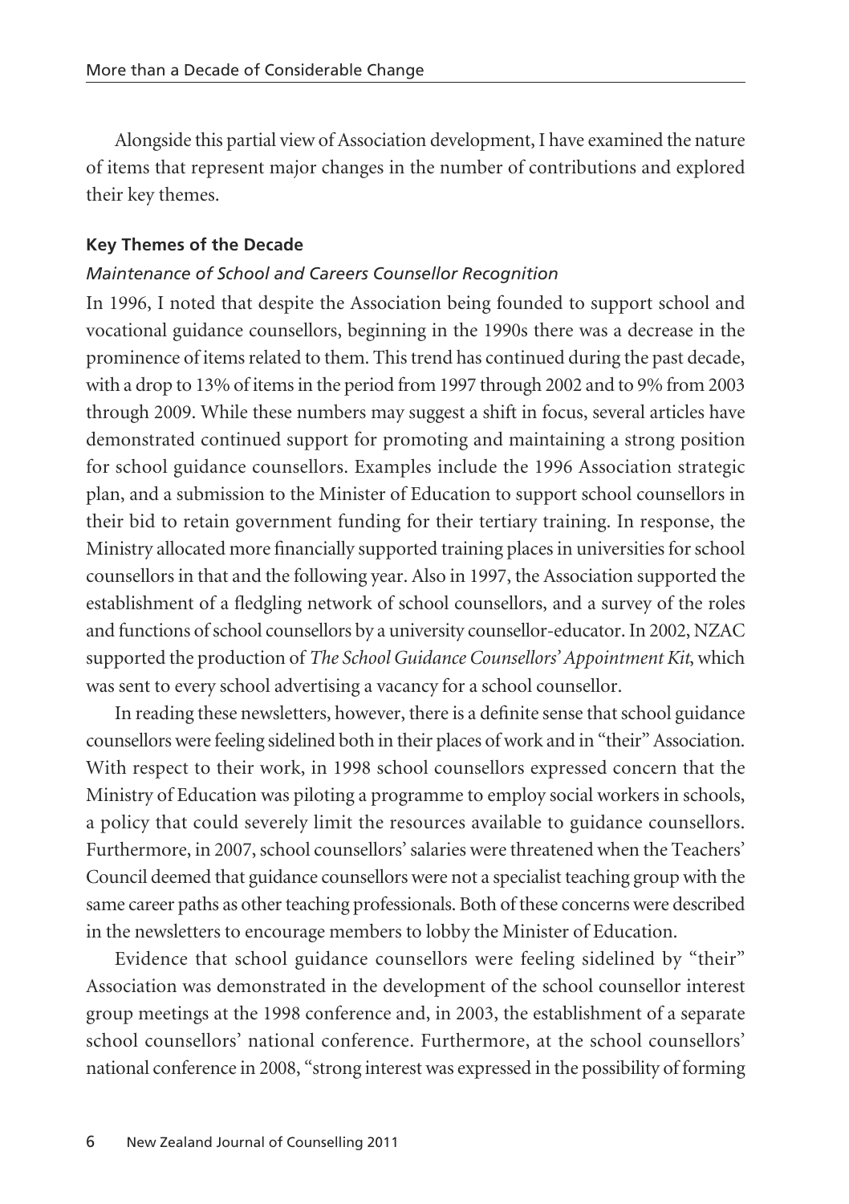Alongside this partial view of Association development, I have examined the nature of items that represent major changes in the number of contributions and explored their key themes.

### Key Themes of the Decade

#### *Maintenance of School and Careers Counsellor Recognition*

In 1996, I noted that despite the Association being founded to support school and vocational guidance counsellors, beginning in the 1990s there was a decrease in the prominence of items related to them. This trend has continued during the past decade, with a drop to 13% of items in the period from 1997 through 2002 and to 9% from 2003 through 2009. While these numbers may suggest a shift in focus, several articles have demonstrated continued support for promoting and maintaining a strong position for school guidance counsellors. Examples include the 1996 Association strategic plan, and a submission to the Minister of Education to support school counsellors in their bid to retain government funding for their tertiary training. In response, the Ministry allocated more financially supported training places in universities for school counsellors in that and the following year. Also in 1997, the Association supported the establishment of a fledgling network of school counsellors, and a survey of the roles and functions of school counsellors by a university counsellor-educator. In 2002, NZAC supported the production of *The School Guidance Counsellors' Appointment Kit*, which was sent to every school advertising a vacancy for a school counsellor.

In reading these newsletters, however, there is a definite sense that school guidance counsellors were feeling sidelined both in their places of work and in "their" Association. With respect to their work, in 1998 school counsellors expressed concern that the Ministry of Education was piloting a programme to employ social workers in schools, a policy that could severely limit the resources available to guidance counsellors. Furthermore, in 2007, school counsellors' salaries were threatened when the Teachers' Council deemed that guidance counsellors were not a specialist teaching group with the same career paths as other teaching professionals. Both of these concerns were described in the newsletters to encourage members to lobby the Minister of Education.

Evidence that school guidance counsellors were feeling sidelined by "their" Association was demonstrated in the development of the school counsellor interest group meetings at the 1998 conference and, in 2003, the establishment of a separate school counsellors' national conference. Furthermore, at the school counsellors' national conference in 2008, "strong interest was expressed in the possibility of forming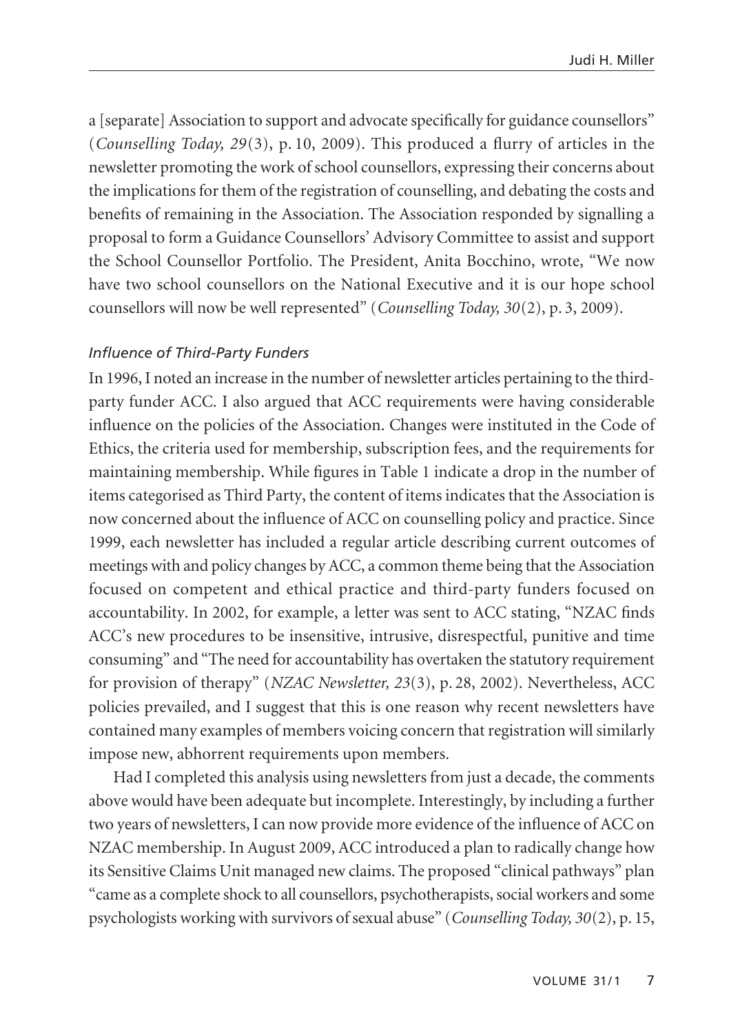a [separate] Association to support and advocate specifically for guidance counsellors" (*Counselling Today, 29*(3), p. 10, 2009). This produced a flurry of articles in the newsletter promoting the work of school counsellors, expressing their concerns about the implications for them of the registration of counselling, and debating the costs and benefits of remaining in the Association. The Association responded by signalling a proposal to form a Guidance Counsellors' Advisory Committee to assist and support the School Counsellor Portfolio. The President, Anita Bocchino, wrote, "We now have two school counsellors on the National Executive and it is our hope school counsellors will now be well represented" (*Counselling Today, 30*(2), p. 3, 2009).

### *Influence of Third-Party Funders*

In 1996, I noted an increase in the number of newsletter articles pertaining to the third-party funder ACC. I also argued that ACC requirements were having considerable influence on the policies of the Association. Changes were instituted in the Code of Ethics, the criteria used for membership, subscription fees, and the requirements for maintaining membership. While figures in Table 1 indicate a drop in the number of items categorised as Third Party, the content of items indicates that the Association is now concerned about the influence of ACC on counselling policy and practice. Since 1999, each newsletter has included a regular article describing current outcomes of meetings with and policy changes by ACC, a common theme being that the Association focused on competent and ethical practice and third-party funders focused on accountability. In 2002, for example, a letter was sent to ACC stating, "NZAC finds ACC's new procedures to be insensitive, intrusive, disrespectful, punitive and time consuming" and "The need for accountability has overtaken the statutory requirement for provision of therapy" (*NZAC Newsletter, 23*(3), p. 28, 2002). Nevertheless, ACC policies prevailed, and I suggest that this is one reason why recent newsletters have contained many examples of members voicing concern that registration will similarly impose new, abhorrent requirements upon members.

Had I completed this analysis using newsletters from just a decade, the comments above would have been adequate but incomplete. Interestingly, by including a further two years of newsletters, I can now provide more evidence of the influence of ACC on NZAC membership. In August 2009, ACC introduced a plan to radically change how its Sensitive Claims Unit managed new claims. The proposed "clinical pathways" plan "came as a complete shock to all counsellors, psychotherapists, social workers and some psychologists working with survivors of sexual abuse" (*Counselling Today, 30*(2), p. 15,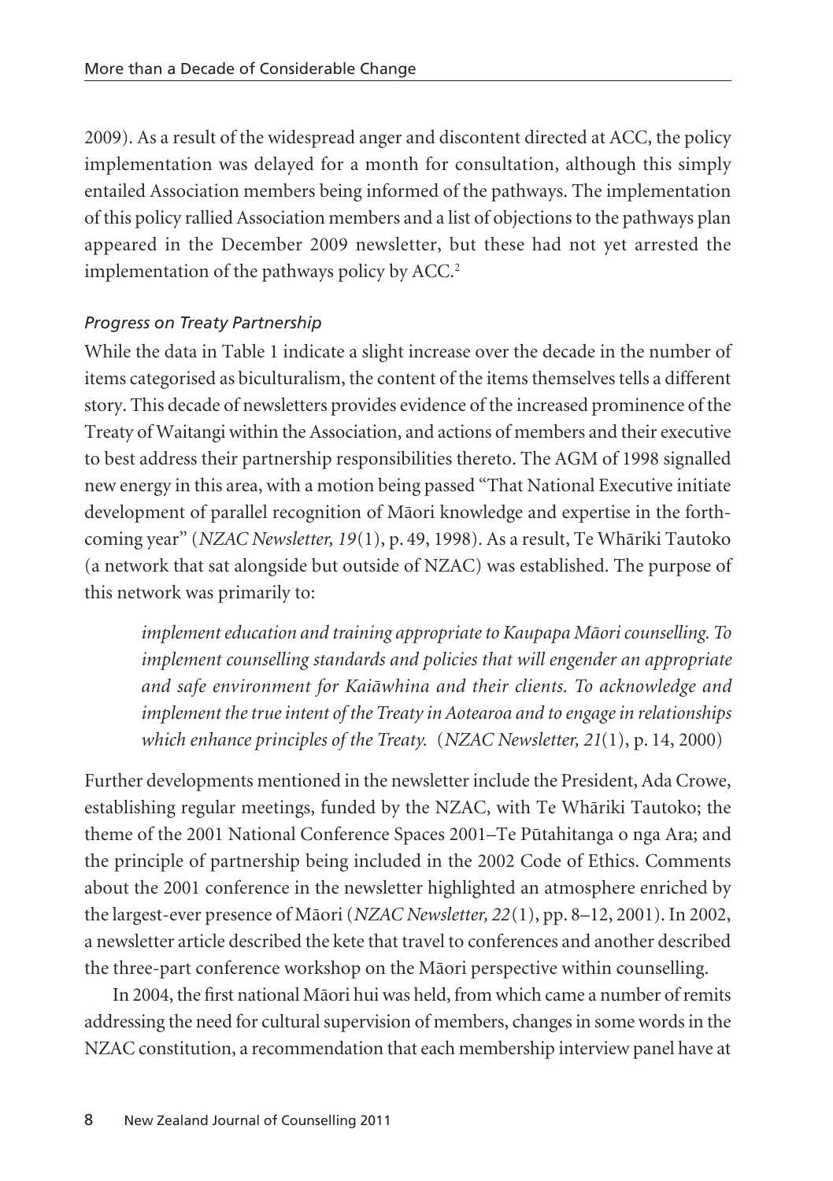2009). As a result of the widespread anger and discontent directed at ACC, the policy implementation was delayed for a month for consultation, although this simply entailed Association members being informed of the pathways. The implementation of this policy rallied Association members and a list of objections to the pathways plan appeared in the December 2009 newsletter, but these had not yet arrested the implementation of the pathways policy by ACC.[2]

### *Progress on Treaty Partnership*

While the data in Table 1 indicate a slight increase over the decade in the number of items categorised as biculturalism, the content of the items themselves tells a different story. This decade of newsletters provides evidence of the increased prominence of the Treaty of Waitangi within the Association, and actions of members and their executive to best address their partnership responsibilities thereto. The AGM of 1998 signalled new energy in this area, with a motion being passed "That National Executive initiate development of parallel recognition of Māori knowledge and expertise in the forthcoming year" (*NZAC Newsletter, 19*(1), p. 49, 1998). As a result, Te Whāriki Tautoko (a network that sat alongside but outside of NZAC) was established. The purpose of this network was primarily to:

> *implement education and training appropriate to Kaupapa Māori counselling. To implement counselling standards and policies that will engender an appropriate and safe environment for Kaiāwhina and their clients. To acknowledge and implement the true intent of the Treaty in Aotearoa and to engage in relationships which enhance principles of the Treaty.* (*NZAC Newsletter, 21*(1), p. 14, 2000)

Further developments mentioned in the newsletter include the President, Ada Crowe, establishing regular meetings, funded by the NZAC, with Te Whāriki Tautoko; the theme of the 2001 National Conference Spaces 2001–Te Pūtahitanga o nga Ara; and the principle of partnership being included in the 2002 Code of Ethics. Comments about the 2001 conference in the newsletter highlighted an atmosphere enriched by the largest-ever presence of Māori (*NZAC Newsletter, 22*(1), pp. 8–12, 2001). In 2002, a newsletter article described the kete that travel to conferences and another described the three-part conference workshop on the Māori perspective within counselling.

In 2004, the first national Māori hui was held, from which came a number of remits addressing the need for cultural supervision of members, changes in some words in the NZAC constitution, a recommendation that each membership interview panel have at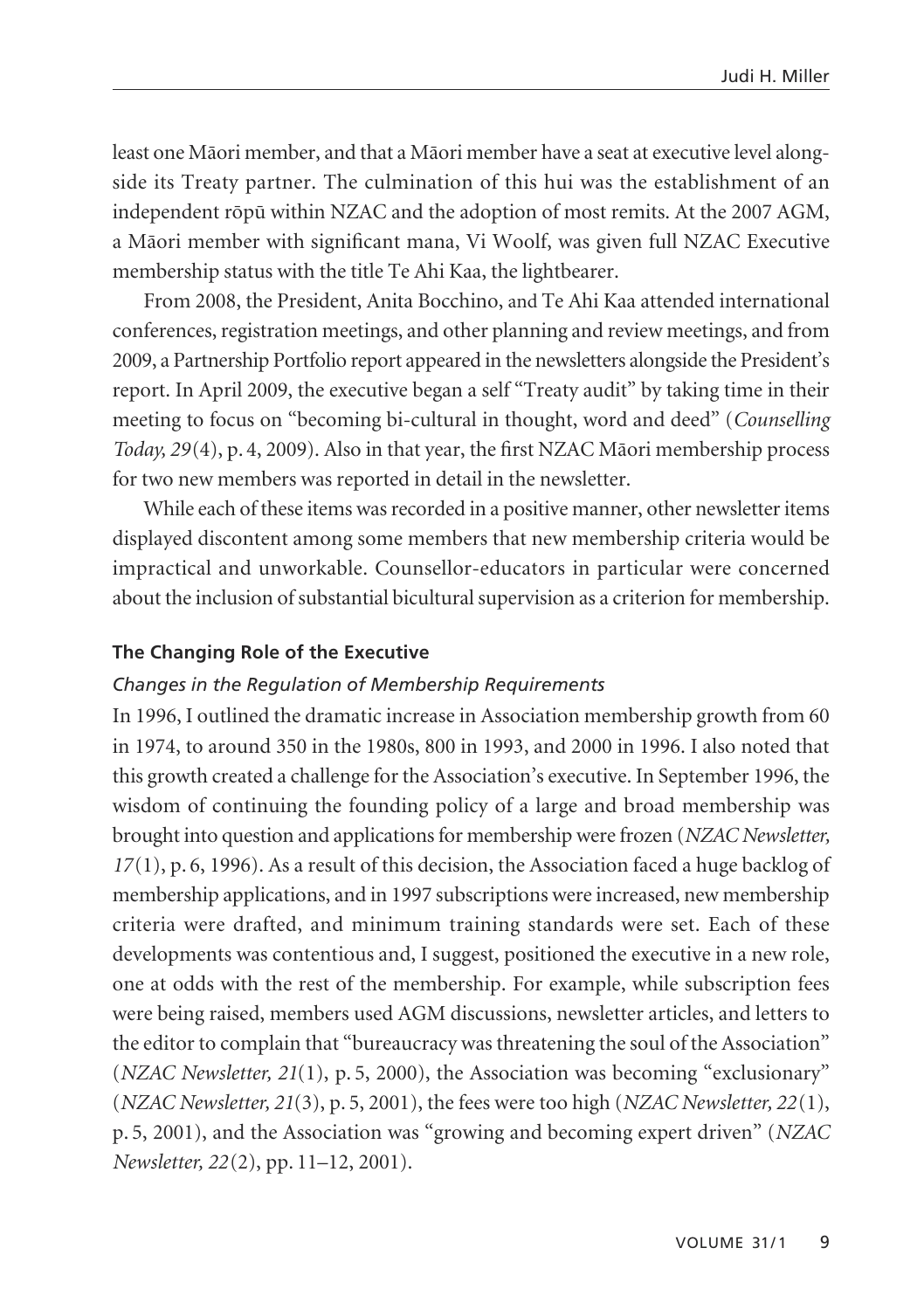least one Māori member, and that a Māori member have a seat at executive level alongside its Treaty partner. The culmination of this hui was the establishment of an independent rōpū within NZAC and the adoption of most remits. At the 2007 AGM, a Māori member with significant mana, Vi Woolf, was given full NZAC Executive membership status with the title Te Ahi Kaa, the lightbearer.

From 2008, the President, Anita Bocchino, and Te Ahi Kaa attended international conferences, registration meetings, and other planning and review meetings, and from 2009, a Partnership Portfolio report appeared in the newsletters alongside the President's report. In April 2009, the executive began a self "Treaty audit" by taking time in their meeting to focus on "becoming bi-cultural in thought, word and deed" (*Counselling Today, 29*(4), p. 4, 2009). Also in that year, the first NZAC Māori membership process for two new members was reported in detail in the newsletter.

While each of these items was recorded in a positive manner, other newsletter items displayed discontent among some members that new membership criteria would be impractical and unworkable. Counsellor-educators in particular were concerned about the inclusion of substantial bicultural supervision as a criterion for membership.

### The Changing Role of the Executive

#### *Changes in the Regulation of Membership Requirements*

In 1996, I outlined the dramatic increase in Association membership growth from 60 in 1974, to around 350 in the 1980s, 800 in 1993, and 2000 in 1996. I also noted that this growth created a challenge for the Association's executive. In September 1996, the wisdom of continuing the founding policy of a large and broad membership was brought into question and applications for membership were frozen (*NZAC Newsletter, 17*(1), p. 6, 1996). As a result of this decision, the Association faced a huge backlog of membership applications, and in 1997 subscriptions were increased, new membership criteria were drafted, and minimum training standards were set. Each of these developments was contentious and, I suggest, positioned the executive in a new role, one at odds with the rest of the membership. For example, while subscription fees were being raised, members used AGM discussions, newsletter articles, and letters to the editor to complain that "bureaucracy was threatening the soul of the Association" (*NZAC Newsletter, 21*(1), p. 5, 2000), the Association was becoming "exclusionary" (*NZAC Newsletter, 21*(3), p. 5, 2001), the fees were too high (*NZAC Newsletter, 22*(1), p. 5, 2001), and the Association was "growing and becoming expert driven" (*NZAC Newsletter, 22*(2), pp. 11–12, 2001).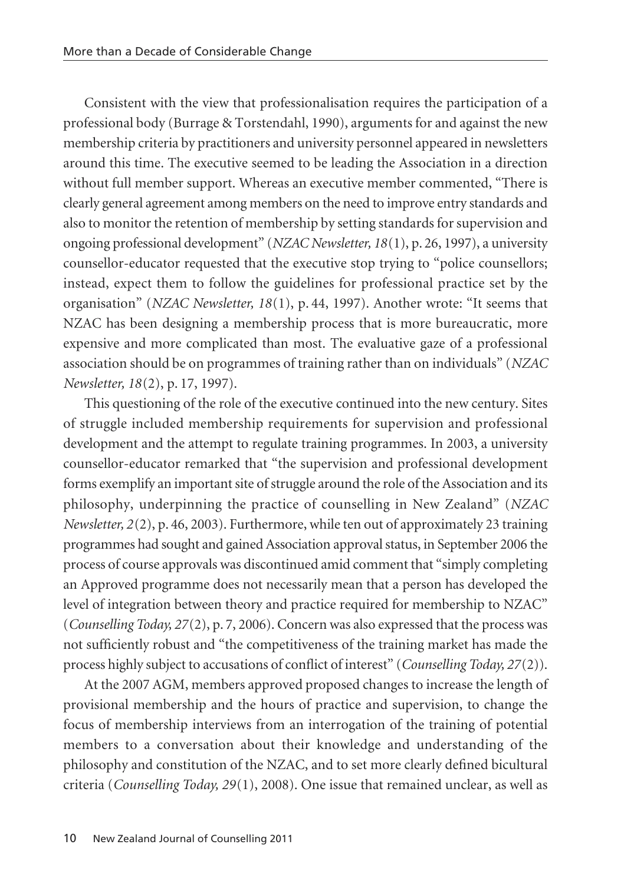Consistent with the view that professionalisation requires the participation of a professional body (Burrage & Torstendahl, 1990), arguments for and against the new membership criteria by practitioners and university personnel appeared in newsletters around this time. The executive seemed to be leading the Association in a direction without full member support. Whereas an executive member commented, "There is clearly general agreement among members on the need to improve entry standards and also to monitor the retention of membership by setting standards for supervision and ongoing professional development" (*NZAC Newsletter, 18*(1), p. 26, 1997), a university counsellor-educator requested that the executive stop trying to "police counsellors; instead, expect them to follow the guidelines for professional practice set by the organisation" (*NZAC Newsletter, 18*(1), p. 44, 1997). Another wrote: "It seems that NZAC has been designing a membership process that is more bureaucratic, more expensive and more complicated than most. The evaluative gaze of a professional association should be on programmes of training rather than on individuals" (*NZAC Newsletter, 18*(2), p. 17, 1997).

This questioning of the role of the executive continued into the new century. Sites of struggle included membership requirements for supervision and professional development and the attempt to regulate training programmes. In 2003, a university counsellor-educator remarked that "the supervision and professional development forms exemplify an important site of struggle around the role of the Association and its philosophy, underpinning the practice of counselling in New Zealand" (*NZAC Newsletter, 2*(2), p. 46, 2003). Furthermore, while ten out of approximately 23 training programmes had sought and gained Association approval status, in September 2006 the process of course approvals was discontinued amid comment that "simply completing an Approved programme does not necessarily mean that a person has developed the level of integration between theory and practice required for membership to NZAC" (*Counselling Today, 27*(2), p. 7, 2006). Concern was also expressed that the process was not sufficiently robust and "the competitiveness of the training market has made the process highly subject to accusations of conflict of interest" (*Counselling Today, 27*(2)).

At the 2007 AGM, members approved proposed changes to increase the length of provisional membership and the hours of practice and supervision, to change the focus of membership interviews from an interrogation of the training of potential members to a conversation about their knowledge and understanding of the philosophy and constitution of the NZAC, and to set more clearly defined bicultural criteria (*Counselling Today, 29*(1), 2008). One issue that remained unclear, as well as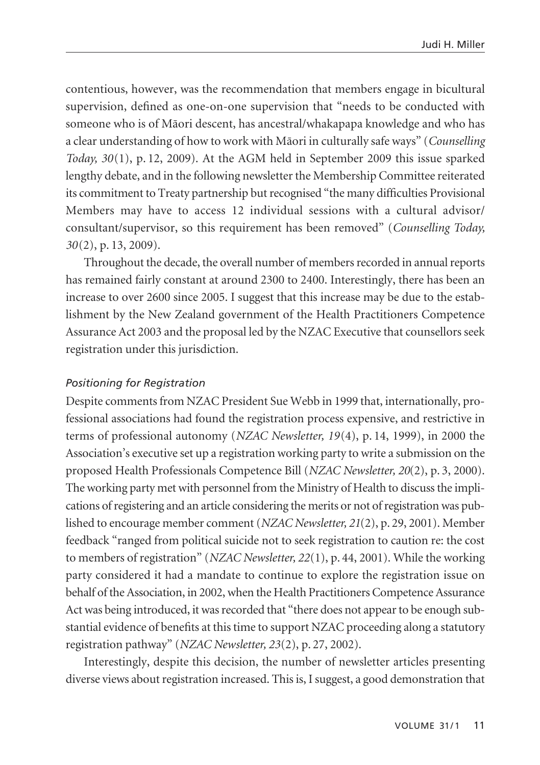contentious, however, was the recommendation that members engage in bicultural supervision, defined as one-on-one supervision that "needs to be conducted with someone who is of Māori descent, has ancestral/whakapapa knowledge and who has a clear understanding of how to work with Māori in culturally safe ways" (*Counselling Today, 30*(1), p. 12, 2009). At the AGM held in September 2009 this issue sparked lengthy debate, and in the following newsletter the Membership Committee reiterated its commitment to Treaty partnership but recognised "the many difficulties Provisional Members may have to access 12 individual sessions with a cultural advisor/consultant/supervisor, so this requirement has been removed" (*Counselling Today, 30*(2), p. 13, 2009).

Throughout the decade, the overall number of members recorded in annual reports has remained fairly constant at around 2300 to 2400. Interestingly, there has been an increase to over 2600 since 2005. I suggest that this increase may be due to the establishment by the New Zealand government of the Health Practitioners Competence Assurance Act 2003 and the proposal led by the NZAC Executive that counsellors seek registration under this jurisdiction.

### *Positioning for Registration*

Despite comments from NZAC President Sue Webb in 1999 that, internationally, professional associations had found the registration process expensive, and restrictive in terms of professional autonomy (*NZAC Newsletter, 19*(4), p. 14, 1999), in 2000 the Association's executive set up a registration working party to write a submission on the proposed Health Professionals Competence Bill (*NZAC Newsletter, 20*(2), p. 3, 2000). The working party met with personnel from the Ministry of Health to discuss the implications of registering and an article considering the merits or not of registration was published to encourage member comment (*NZAC Newsletter, 21*(2), p. 29, 2001). Member feedback "ranged from political suicide not to seek registration to caution re: the cost to members of registration" (*NZAC Newsletter, 22*(1), p. 44, 2001). While the working party considered it had a mandate to continue to explore the registration issue on behalf of the Association, in 2002, when the Health Practitioners Competence Assurance Act was being introduced, it was recorded that "there does not appear to be enough substantial evidence of benefits at this time to support NZAC proceeding along a statutory registration pathway" (*NZAC Newsletter, 23*(2), p. 27, 2002).

Interestingly, despite this decision, the number of newsletter articles presenting diverse views about registration increased. This is, I suggest, a good demonstration that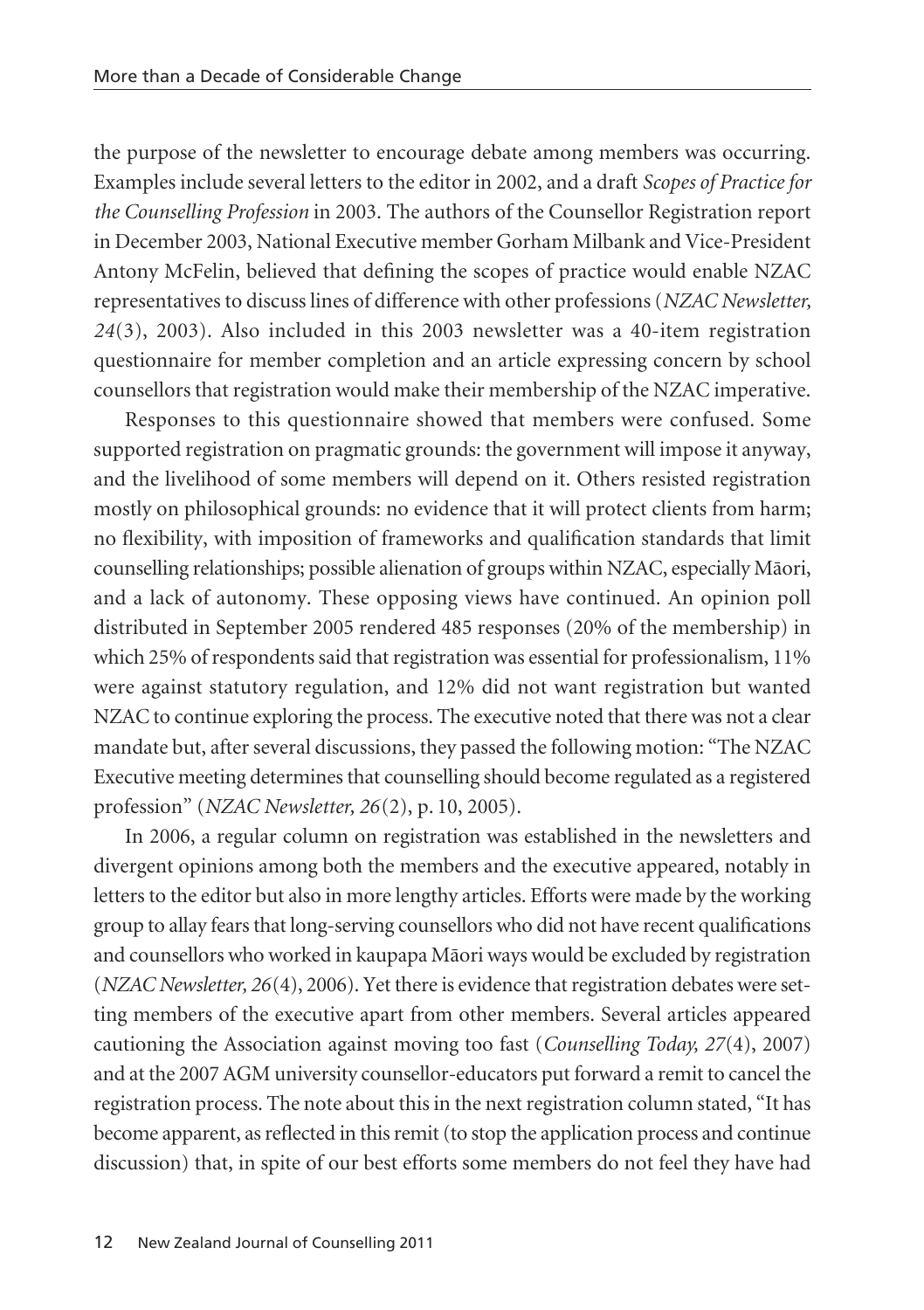the purpose of the newsletter to encourage debate among members was occurring. Examples include several letters to the editor in 2002, and a draft *Scopes of Practice for the Counselling Profession* in 2003. The authors of the Counsellor Registration report in December 2003, National Executive member Gorham Milbank and Vice-President Antony McFelin, believed that defining the scopes of practice would enable NZAC representatives to discuss lines of difference with other professions (*NZAC Newsletter, 24*(3), 2003). Also included in this 2003 newsletter was a 40-item registration questionnaire for member completion and an article expressing concern by school counsellors that registration would make their membership of the NZAC imperative.

Responses to this questionnaire showed that members were confused. Some supported registration on pragmatic grounds: the government will impose it anyway, and the livelihood of some members will depend on it. Others resisted registration mostly on philosophical grounds: no evidence that it will protect clients from harm; no flexibility, with imposition of frameworks and qualification standards that limit counselling relationships; possible alienation of groups within NZAC, especially Māori, and a lack of autonomy. These opposing views have continued. An opinion poll distributed in September 2005 rendered 485 responses (20% of the membership) in which 25% of respondents said that registration was essential for professionalism, 11% were against statutory regulation, and 12% did not want registration but wanted NZAC to continue exploring the process. The executive noted that there was not a clear mandate but, after several discussions, they passed the following motion: "The NZAC Executive meeting determines that counselling should become regulated as a registered profession" (*NZAC Newsletter, 26*(2), p. 10, 2005).

In 2006, a regular column on registration was established in the newsletters and divergent opinions among both the members and the executive appeared, notably in letters to the editor but also in more lengthy articles. Efforts were made by the working group to allay fears that long-serving counsellors who did not have recent qualifications and counsellors who worked in kaupapa Māori ways would be excluded by registration (*NZAC Newsletter, 26*(4), 2006). Yet there is evidence that registration debates were setting members of the executive apart from other members. Several articles appeared cautioning the Association against moving too fast (*Counselling Today, 27*(4), 2007) and at the 2007 AGM university counsellor-educators put forward a remit to cancel the registration process. The note about this in the next registration column stated, "It has become apparent, as reflected in this remit (to stop the application process and continue discussion) that, in spite of our best efforts some members do not feel they have had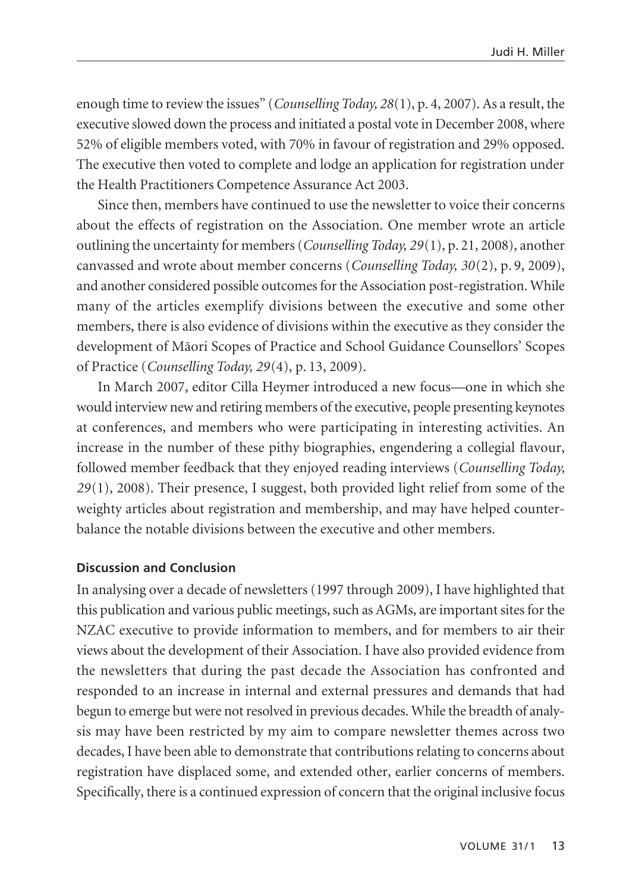enough time to review the issues" (*Counselling Today, 28*(1), p. 4, 2007). As a result, the executive slowed down the process and initiated a postal vote in December 2008, where 52% of eligible members voted, with 70% in favour of registration and 29% opposed. The executive then voted to complete and lodge an application for registration under the Health Practitioners Competence Assurance Act 2003.

Since then, members have continued to use the newsletter to voice their concerns about the effects of registration on the Association. One member wrote an article outlining the uncertainty for members (*Counselling Today, 29*(1), p. 21, 2008), another canvassed and wrote about member concerns (*Counselling Today, 30*(2), p. 9, 2009), and another considered possible outcomes for the Association post-registration. While many of the articles exemplify divisions between the executive and some other members, there is also evidence of divisions within the executive as they consider the development of Māori Scopes of Practice and School Guidance Counsellors' Scopes of Practice (*Counselling Today, 29*(4), p. 13, 2009).

In March 2007, editor Cilla Heymer introduced a new focus—one in which she would interview new and retiring members of the executive, people presenting keynotes at conferences, and members who were participating in interesting activities. An increase in the number of these pithy biographies, engendering a collegial flavour, followed member feedback that they enjoyed reading interviews (*Counselling Today, 29*(1), 2008). Their presence, I suggest, both provided light relief from some of the weighty articles about registration and membership, and may have helped counterbalance the notable divisions between the executive and other members.

#### Discussion and Conclusion

In analysing over a decade of newsletters (1997 through 2009), I have highlighted that this publication and various public meetings, such as AGMs, are important sites for the NZAC executive to provide information to members, and for members to air their views about the development of their Association. I have also provided evidence from the newsletters that during the past decade the Association has confronted and responded to an increase in internal and external pressures and demands that had begun to emerge but were not resolved in previous decades. While the breadth of analysis may have been restricted by my aim to compare newsletter themes across two decades, I have been able to demonstrate that contributions relating to concerns about registration have displaced some, and extended other, earlier concerns of members. Specifically, there is a continued expression of concern that the original inclusive focus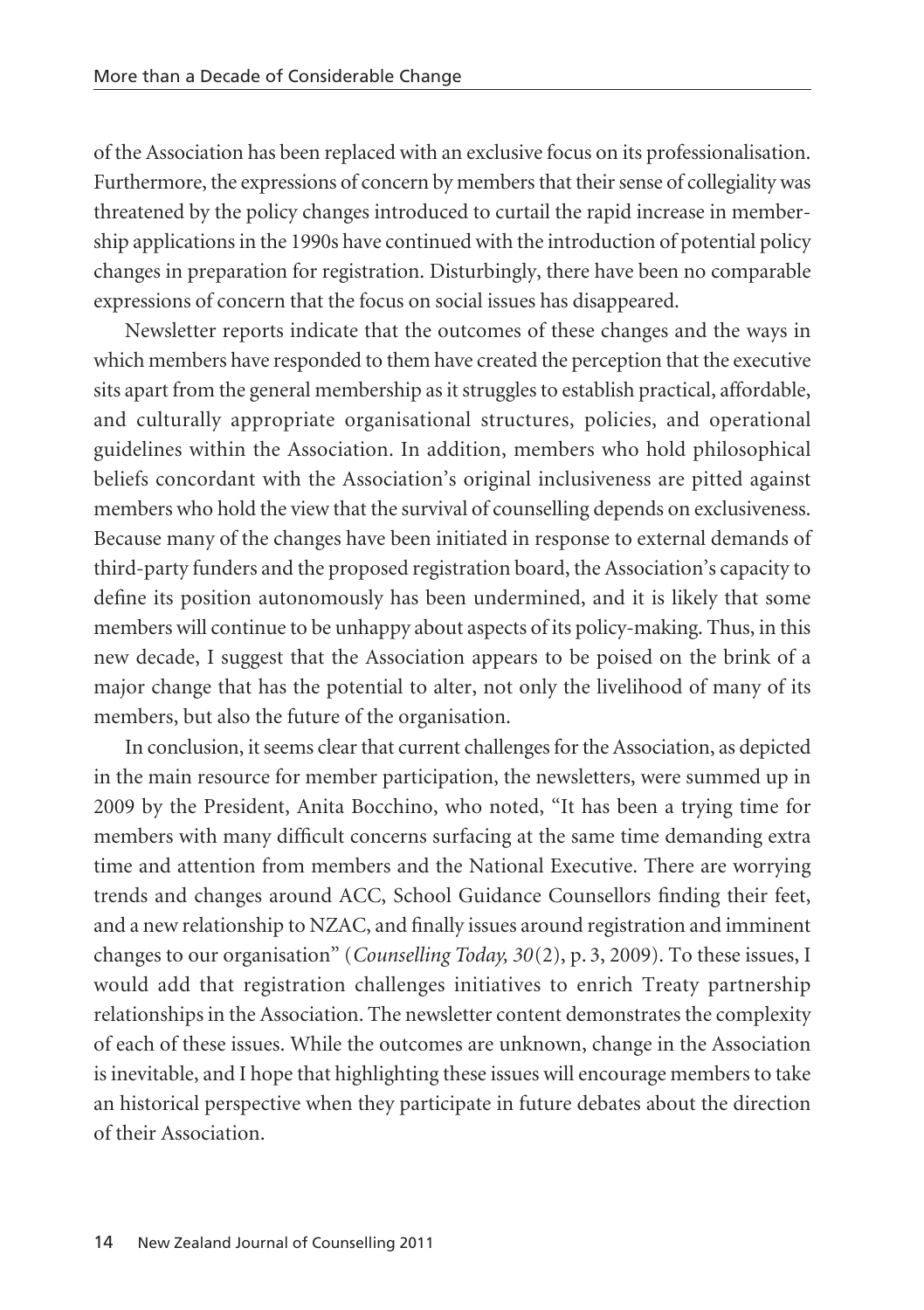of the Association has been replaced with an exclusive focus on its professionalisation. Furthermore, the expressions of concern by members that their sense of collegiality was threatened by the policy changes introduced to curtail the rapid increase in membership applications in the 1990s have continued with the introduction of potential policy changes in preparation for registration. Disturbingly, there have been no comparable expressions of concern that the focus on social issues has disappeared.

Newsletter reports indicate that the outcomes of these changes and the ways in which members have responded to them have created the perception that the executive sits apart from the general membership as it struggles to establish practical, affordable, and culturally appropriate organisational structures, policies, and operational guidelines within the Association. In addition, members who hold philosophical beliefs concordant with the Association's original inclusiveness are pitted against members who hold the view that the survival of counselling depends on exclusiveness. Because many of the changes have been initiated in response to external demands of third-party funders and the proposed registration board, the Association's capacity to define its position autonomously has been undermined, and it is likely that some members will continue to be unhappy about aspects of its policy-making. Thus, in this new decade, I suggest that the Association appears to be poised on the brink of a major change that has the potential to alter, not only the livelihood of many of its members, but also the future of the organisation.

In conclusion, it seems clear that current challenges for the Association, as depicted in the main resource for member participation, the newsletters, were summed up in 2009 by the President, Anita Bocchino, who noted, "It has been a trying time for members with many difficult concerns surfacing at the same time demanding extra time and attention from members and the National Executive. There are worrying trends and changes around ACC, School Guidance Counsellors finding their feet, and a new relationship to NZAC, and finally issues around registration and imminent changes to our organisation" (*Counselling Today, 30*(2), p. 3, 2009). To these issues, I would add that registration challenges initiatives to enrich Treaty partnership relationships in the Association. The newsletter content demonstrates the complexity of each of these issues. While the outcomes are unknown, change in the Association is inevitable, and I hope that highlighting these issues will encourage members to take an historical perspective when they participate in future debates about the direction of their Association.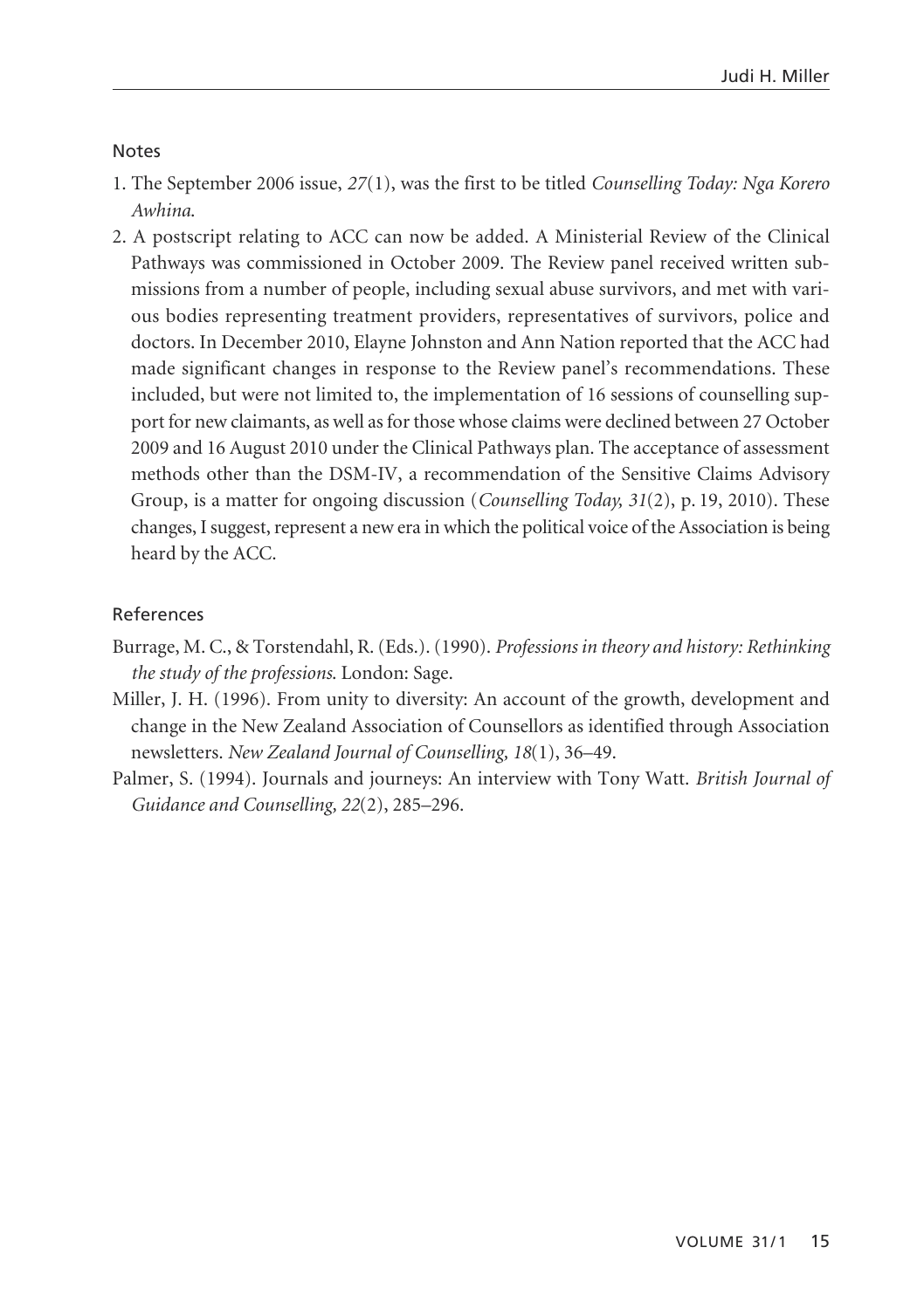## Notes

1. The September 2006 issue, *27*(1), was the first to be titled *Counselling Today: Nga Korero Awhina*.
2. A postscript relating to ACC can now be added. A Ministerial Review of the Clinical Pathways was commissioned in October 2009. The Review panel received written submissions from a number of people, including sexual abuse survivors, and met with various bodies representing treatment providers, representatives of survivors, police and doctors. In December 2010, Elayne Johnston and Ann Nation reported that the ACC had made significant changes in response to the Review panel's recommendations. These included, but were not limited to, the implementation of 16 sessions of counselling support for new claimants, as well as for those whose claims were declined between 27 October 2009 and 16 August 2010 under the Clinical Pathways plan. The acceptance of assessment methods other than the DSM-IV, a recommendation of the Sensitive Claims Advisory Group, is a matter for ongoing discussion (*Counselling Today, 31*(2), p. 19, 2010). These changes, I suggest, represent a new era in which the political voice of the Association is being heard by the ACC.

## References

Burrage, M. C., & Torstendahl, R. (Eds.). (1990). *Professions in theory and history: Rethinking the study of the professions.* London: Sage.

Miller, J. H. (1996). From unity to diversity: An account of the growth, development and change in the New Zealand Association of Counsellors as identified through Association newsletters. *New Zealand Journal of Counselling, 18*(1), 36–49.

Palmer, S. (1994). Journals and journeys: An interview with Tony Watt. *British Journal of Guidance and Counselling, 22*(2), 285–296.